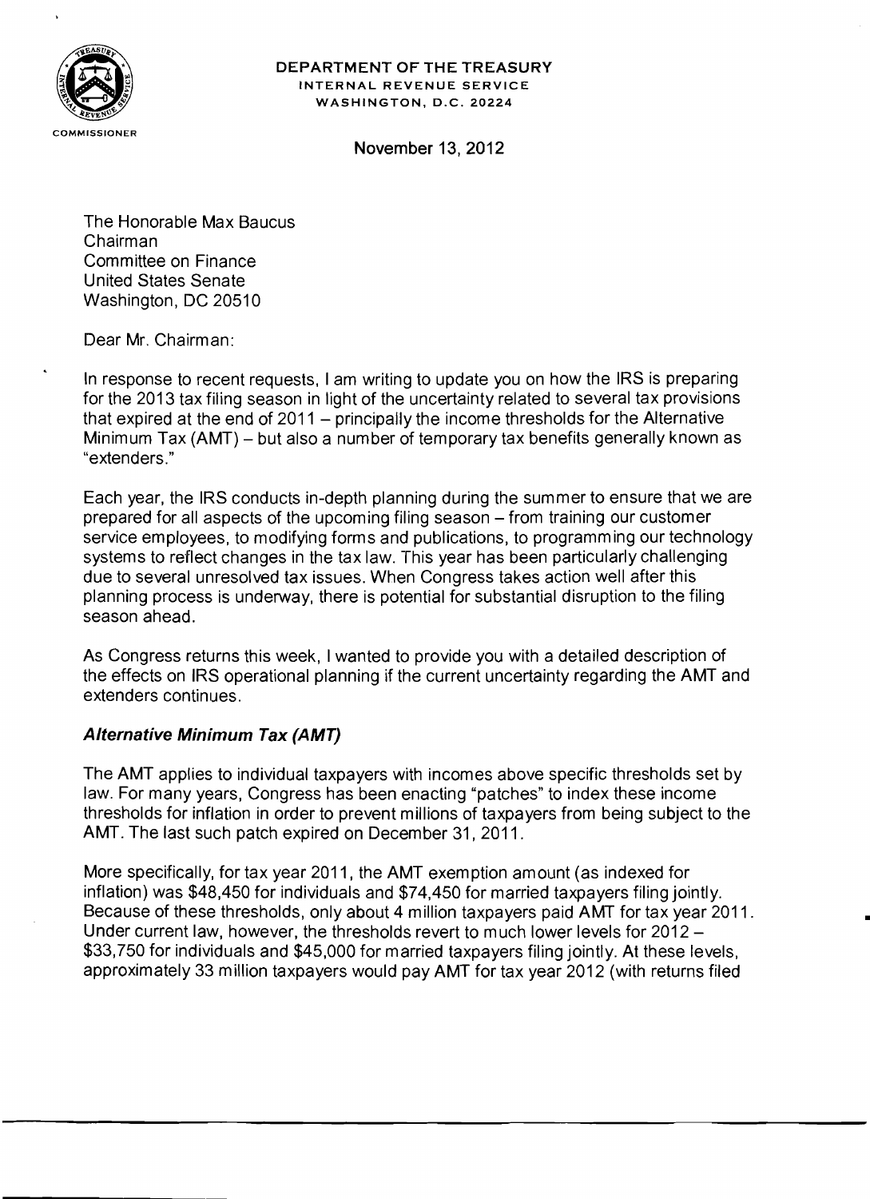**DEPARTMENT OF THE TREASURY**
INTERNAL REVENUE SERVICE
WASHINGTON, D.C. 20224

COMMISSIONER

November 13, 2012

The Honorable Max Baucus
Chairman
Committee on Finance
United States Senate
Washington, DC 20510

Dear Mr. Chairman:

In response to recent requests, I am writing to update you on how the IRS is preparing for the 2013 tax filing season in light of the uncertainty related to several tax provisions that expired at the end of 2011 – principally the income thresholds for the Alternative Minimum Tax (AMT) – but also a number of temporary tax benefits generally known as "extenders."

Each year, the IRS conducts in-depth planning during the summer to ensure that we are prepared for all aspects of the upcoming filing season – from training our customer service employees, to modifying forms and publications, to programming our technology systems to reflect changes in the tax law. This year has been particularly challenging due to several unresolved tax issues. When Congress takes action well after this planning process is underway, there is potential for substantial disruption to the filing season ahead.

As Congress returns this week, I wanted to provide you with a detailed description of the effects on IRS operational planning if the current uncertainty regarding the AMT and extenders continues.

### *Alternative Minimum Tax (AMT)*

The AMT applies to individual taxpayers with incomes above specific thresholds set by law. For many years, Congress has been enacting "patches" to index these income thresholds for inflation in order to prevent millions of taxpayers from being subject to the AMT. The last such patch expired on December 31, 2011.

More specifically, for tax year 2011, the AMT exemption amount (as indexed for inflation) was $48,450 for individuals and $74,450 for married taxpayers filing jointly. Because of these thresholds, only about 4 million taxpayers paid AMT for tax year 2011. Under current law, however, the thresholds revert to much lower levels for 2012 – $33,750 for individuals and $45,000 for married taxpayers filing jointly. At these levels, approximately 33 million taxpayers would pay AMT for tax year 2012 (with returns filed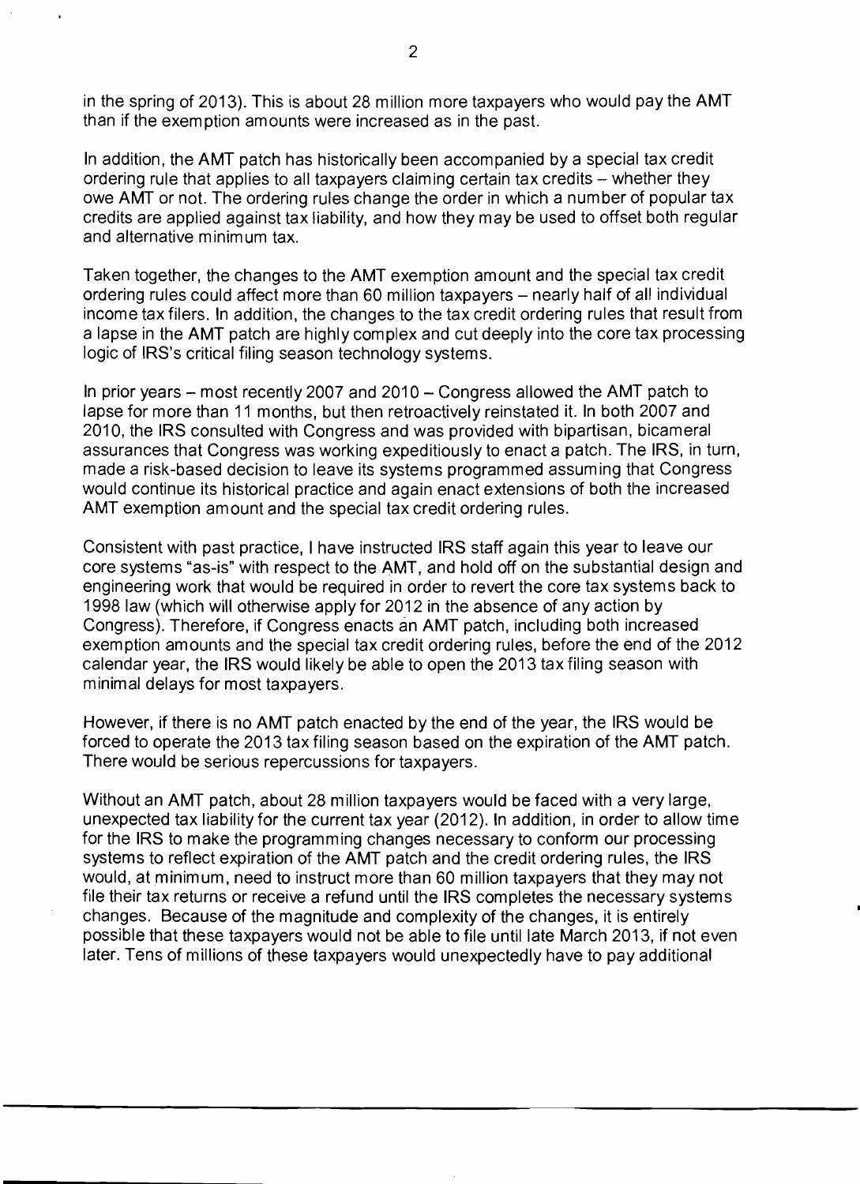in the spring of 2013). This is about 28 million more taxpayers who would pay the AMT than if the exemption amounts were increased as in the past.

In addition, the AMT patch has historically been accompanied by a special tax credit ordering rule that applies to all taxpayers claiming certain tax credits – whether they owe AMT or not. The ordering rules change the order in which a number of popular tax credits are applied against tax liability, and how they may be used to offset both regular and alternative minimum tax.

Taken together, the changes to the AMT exemption amount and the special tax credit ordering rules could affect more than 60 million taxpayers – nearly half of all individual income tax filers. In addition, the changes to the tax credit ordering rules that result from a lapse in the AMT patch are highly complex and cut deeply into the core tax processing logic of IRS's critical filing season technology systems.

In prior years – most recently 2007 and 2010 – Congress allowed the AMT patch to lapse for more than 11 months, but then retroactively reinstated it. In both 2007 and 2010, the IRS consulted with Congress and was provided with bipartisan, bicameral assurances that Congress was working expeditiously to enact a patch. The IRS, in turn, made a risk-based decision to leave its systems programmed assuming that Congress would continue its historical practice and again enact extensions of both the increased AMT exemption amount and the special tax credit ordering rules.

Consistent with past practice, I have instructed IRS staff again this year to leave our core systems "as-is" with respect to the AMT, and hold off on the substantial design and engineering work that would be required in order to revert the core tax systems back to 1998 law (which will otherwise apply for 2012 in the absence of any action by Congress). Therefore, if Congress enacts an AMT patch, including both increased exemption amounts and the special tax credit ordering rules, before the end of the 2012 calendar year, the IRS would likely be able to open the 2013 tax filing season with minimal delays for most taxpayers.

However, if there is no AMT patch enacted by the end of the year, the IRS would be forced to operate the 2013 tax filing season based on the expiration of the AMT patch. There would be serious repercussions for taxpayers.

Without an AMT patch, about 28 million taxpayers would be faced with a very large, unexpected tax liability for the current tax year (2012). In addition, in order to allow time for the IRS to make the programming changes necessary to conform our processing systems to reflect expiration of the AMT patch and the credit ordering rules, the IRS would, at minimum, need to instruct more than 60 million taxpayers that they may not file their tax returns or receive a refund until the IRS completes the necessary systems changes. Because of the magnitude and complexity of the changes, it is entirely possible that these taxpayers would not be able to file until late March 2013, if not even later. Tens of millions of these taxpayers would unexpectedly have to pay additional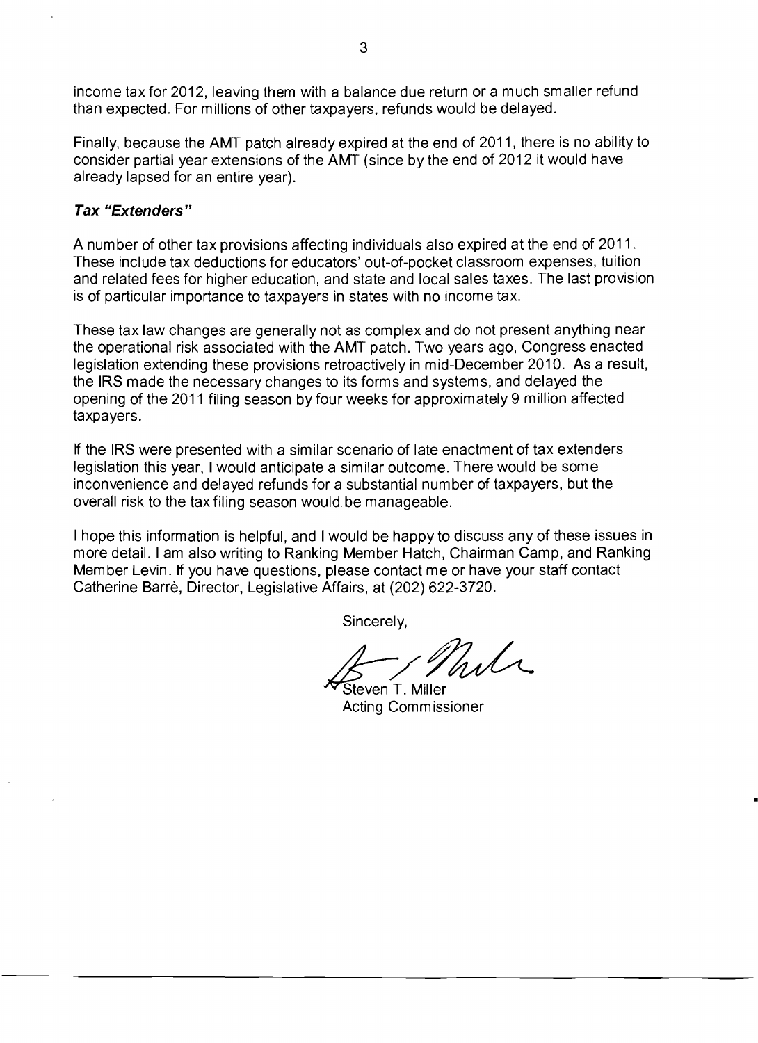income tax for 2012, leaving them with a balance due return or a much smaller refund than expected. For millions of other taxpayers, refunds would be delayed.

Finally, because the AMT patch already expired at the end of 2011, there is no ability to consider partial year extensions of the AMT (since by the end of 2012 it would have already lapsed for an entire year).

***Tax "Extenders"***

A number of other tax provisions affecting individuals also expired at the end of 2011. These include tax deductions for educators' out-of-pocket classroom expenses, tuition and related fees for higher education, and state and local sales taxes. The last provision is of particular importance to taxpayers in states with no income tax.

These tax law changes are generally not as complex and do not present anything near the operational risk associated with the AMT patch. Two years ago, Congress enacted legislation extending these provisions retroactively in mid-December 2010. As a result, the IRS made the necessary changes to its forms and systems, and delayed the opening of the 2011 filing season by four weeks for approximately 9 million affected taxpayers.

If the IRS were presented with a similar scenario of late enactment of tax extenders legislation this year, I would anticipate a similar outcome. There would be some inconvenience and delayed refunds for a substantial number of taxpayers, but the overall risk to the tax filing season would be manageable.

I hope this information is helpful, and I would be happy to discuss any of these issues in more detail. I am also writing to Ranking Member Hatch, Chairman Camp, and Ranking Member Levin. If you have questions, please contact me or have your staff contact Catherine Barrè, Director, Legislative Affairs, at (202) 622-3720.

Sincerely,

Steven T. Miller
Acting Commissioner